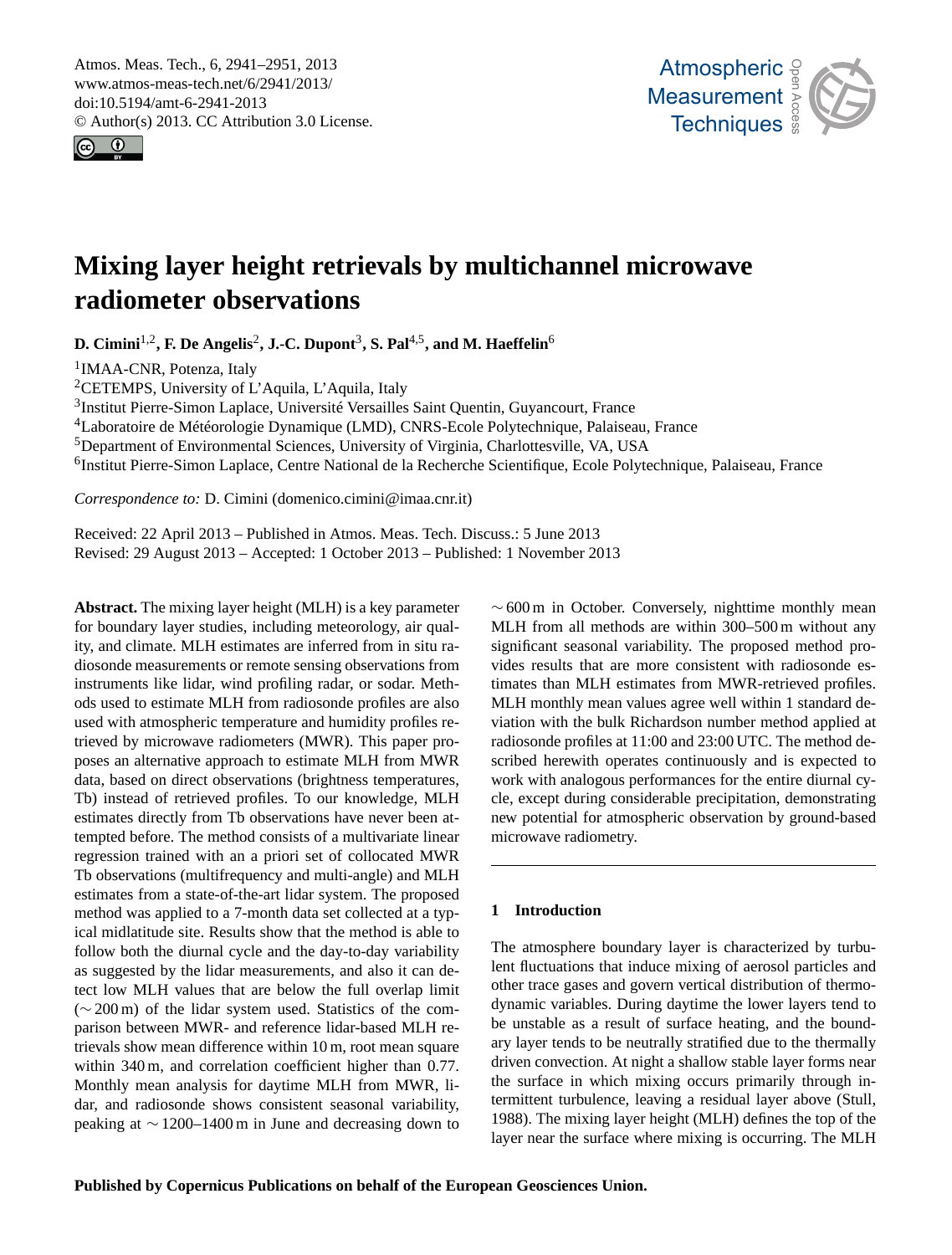# Mixing layer height retrievals by multichannel microwave radiometer observations

**D. Cimini**[1,2], **F. De Angelis**[2], **J.-C. Dupont**[3], **S. Pal**[4,5], **and M. Haeffelin**[6]

[1]IMAA-CNR, Potenza, Italy

[2]CETEMPS, University of L'Aquila, L'Aquila, Italy

[3]Institut Pierre-Simon Laplace, Université Versailles Saint Quentin, Guyancourt, France

[4]Laboratoire de Météorologie Dynamique (LMD), CNRS-Ecole Polytechnique, Palaiseau, France

[5]Department of Environmental Sciences, University of Virginia, Charlottesville, VA, USA

[6]Institut Pierre-Simon Laplace, Centre National de la Recherche Scientifique, Ecole Polytechnique, Palaiseau, France

*Correspondence to:* D. Cimini (domenico.cimini@imaa.cnr.it)

Received: 22 April 2013 – Published in Atmos. Meas. Tech. Discuss.: 5 June 2013
Revised: 29 August 2013 – Accepted: 1 October 2013 – Published: 1 November 2013

**Abstract.** The mixing layer height (MLH) is a key parameter for boundary layer studies, including meteorology, air quality, and climate. MLH estimates are inferred from in situ radiosonde measurements or remote sensing observations from instruments like lidar, wind profiling radar, or sodar. Methods used to estimate MLH from radiosonde profiles are also used with atmospheric temperature and humidity profiles retrieved by microwave radiometers (MWR). This paper proposes an alternative approach to estimate MLH from MWR data, based on direct observations (brightness temperatures, Tb) instead of retrieved profiles. To our knowledge, MLH estimates directly from Tb observations have never been attempted before. The method consists of a multivariate linear regression trained with an a priori set of collocated MWR Tb observations (multifrequency and multi-angle) and MLH estimates from a state-of-the-art lidar system. The proposed method was applied to a 7-month data set collected at a typical midlatitude site. Results show that the method is able to follow both the diurnal cycle and the day-to-day variability as suggested by the lidar measurements, and also it can detect low MLH values that are below the full overlap limit ($\sim$200 m) of the lidar system used. Statistics of the comparison between MWR- and reference lidar-based MLH retrievals show mean difference within 10 m, root mean square within 340 m, and correlation coefficient higher than 0.77. Monthly mean analysis for daytime MLH from MWR, lidar, and radiosonde shows consistent seasonal variability, peaking at $\sim$1200–1400 m in June and decreasing down to $\sim$600 m in October. Conversely, nighttime monthly mean MLH from all methods are within 300–500 m without any significant seasonal variability. The proposed method provides results that are more consistent with radiosonde estimates than MLH estimates from MWR-retrieved profiles. MLH monthly mean values agree well within 1 standard deviation with the bulk Richardson number method applied at radiosonde profiles at 11:00 and 23:00 UTC. The method described herewith operates continuously and is expected to work with analogous performances for the entire diurnal cycle, except during considerable precipitation, demonstrating new potential for atmospheric observation by ground-based microwave radiometry.

## 1 Introduction

The atmosphere boundary layer is characterized by turbulent fluctuations that induce mixing of aerosol particles and other trace gases and govern vertical distribution of thermodynamic variables. During daytime the lower layers tend to be unstable as a result of surface heating, and the boundary layer tends to be neutrally stratified due to the thermally driven convection. At night a shallow stable layer forms near the surface in which mixing occurs primarily through intermittent turbulence, leaving a residual layer above (Stull, 1988). The mixing layer height (MLH) defines the top of the layer near the surface where mixing is occurring. The MLH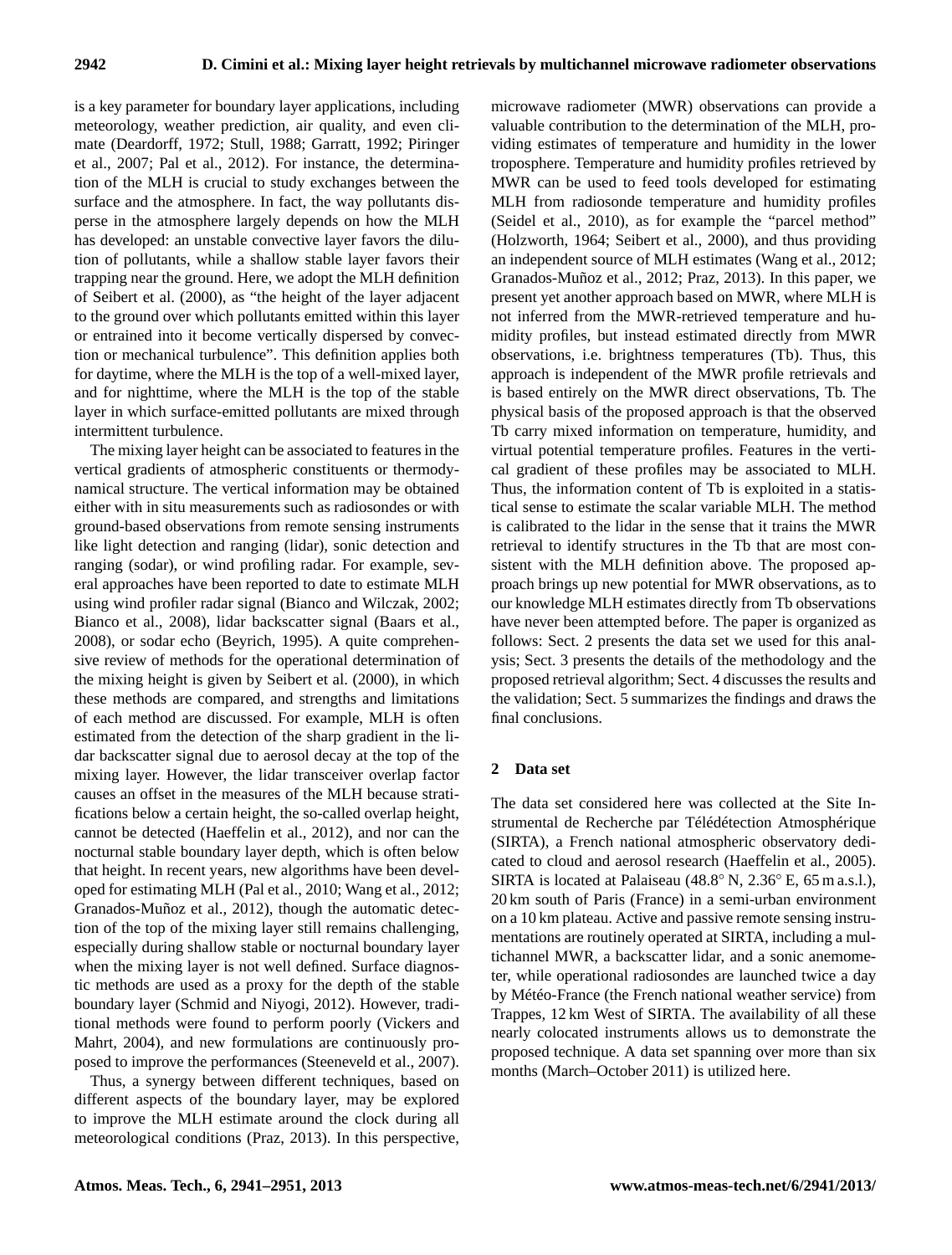is a key parameter for boundary layer applications, including meteorology, weather prediction, air quality, and even climate (Deardorff, 1972; Stull, 1988; Garratt, 1992; Piringer et al., 2007; Pal et al., 2012). For instance, the determination of the MLH is crucial to study exchanges between the surface and the atmosphere. In fact, the way pollutants disperse in the atmosphere largely depends on how the MLH has developed: an unstable convective layer favors the dilution of pollutants, while a shallow stable layer favors their trapping near the ground. Here, we adopt the MLH definition of Seibert et al. (2000), as "the height of the layer adjacent to the ground over which pollutants emitted within this layer or entrained into it become vertically dispersed by convection or mechanical turbulence". This definition applies both for daytime, where the MLH is the top of a well-mixed layer, and for nighttime, where the MLH is the top of the stable layer in which surface-emitted pollutants are mixed through intermittent turbulence.

The mixing layer height can be associated to features in the vertical gradients of atmospheric constituents or thermodynamical structure. The vertical information may be obtained either with in situ measurements such as radiosondes or with ground-based observations from remote sensing instruments like light detection and ranging (lidar), sonic detection and ranging (sodar), or wind profiling radar. For example, several approaches have been reported to date to estimate MLH using wind profiler radar signal (Bianco and Wilczak, 2002; Bianco et al., 2008), lidar backscatter signal (Baars et al., 2008), or sodar echo (Beyrich, 1995). A quite comprehensive review of methods for the operational determination of the mixing height is given by Seibert et al. (2000), in which these methods are compared, and strengths and limitations of each method are discussed. For example, MLH is often estimated from the detection of the sharp gradient in the lidar backscatter signal due to aerosol decay at the top of the mixing layer. However, the lidar transceiver overlap factor causes an offset in the measures of the MLH because stratifications below a certain height, the so-called overlap height, cannot be detected (Haeffelin et al., 2012), and nor can the nocturnal stable boundary layer depth, which is often below that height. In recent years, new algorithms have been developed for estimating MLH (Pal et al., 2010; Wang et al., 2012; Granados-Muñoz et al., 2012), though the automatic detection of the top of the mixing layer still remains challenging, especially during shallow stable or nocturnal boundary layer when the mixing layer is not well defined. Surface diagnostic methods are used as a proxy for the depth of the stable boundary layer (Schmid and Niyogi, 2012). However, traditional methods were found to perform poorly (Vickers and Mahrt, 2004), and new formulations are continuously proposed to improve the performances (Steeneveld et al., 2007).

Thus, a synergy between different techniques, based on different aspects of the boundary layer, may be explored to improve the MLH estimate around the clock during all meteorological conditions (Praz, 2013). In this perspective, microwave radiometer (MWR) observations can provide a valuable contribution to the determination of the MLH, providing estimates of temperature and humidity in the lower troposphere. Temperature and humidity profiles retrieved by MWR can be used to feed tools developed for estimating MLH from radiosonde temperature and humidity profiles (Seidel et al., 2010), as for example the "parcel method" (Holzworth, 1964; Seibert et al., 2000), and thus providing an independent source of MLH estimates (Wang et al., 2012; Granados-Muñoz et al., 2012; Praz, 2013). In this paper, we present yet another approach based on MWR, where MLH is not inferred from the MWR-retrieved temperature and humidity profiles, but instead estimated directly from MWR observations, i.e. brightness temperatures (Tb). Thus, this approach is independent of the MWR profile retrievals and is based entirely on the MWR direct observations, Tb. The physical basis of the proposed approach is that the observed Tb carry mixed information on temperature, humidity, and virtual potential temperature profiles. Features in the vertical gradient of these profiles may be associated to MLH. Thus, the information content of Tb is exploited in a statistical sense to estimate the scalar variable MLH. The method is calibrated to the lidar in the sense that it trains the MWR retrieval to identify structures in the Tb that are most consistent with the MLH definition above. The proposed approach brings up new potential for MWR observations, as to our knowledge MLH estimates directly from Tb observations have never been attempted before. The paper is organized as follows: Sect. 2 presents the data set we used for this analysis; Sect. 3 presents the details of the methodology and the proposed retrieval algorithm; Sect. 4 discusses the results and the validation; Sect. 5 summarizes the findings and draws the final conclusions.

## 2 Data set

The data set considered here was collected at the Site Instrumental de Recherche par Télédétection Atmosphérique (SIRTA), a French national atmospheric observatory dedicated to cloud and aerosol research (Haeffelin et al., 2005). SIRTA is located at Palaiseau (48.8° N, 2.36° E, 65 m a.s.l.), 20 km south of Paris (France) in a semi-urban environment on a 10 km plateau. Active and passive remote sensing instrumentations are routinely operated at SIRTA, including a multichannel MWR, a backscatter lidar, and a sonic anemometer, while operational radiosondes are launched twice a day by Météo-France (the French national weather service) from Trappes, 12 km West of SIRTA. The availability of all these nearly colocated instruments allows us to demonstrate the proposed technique. A data set spanning over more than six months (March–October 2011) is utilized here.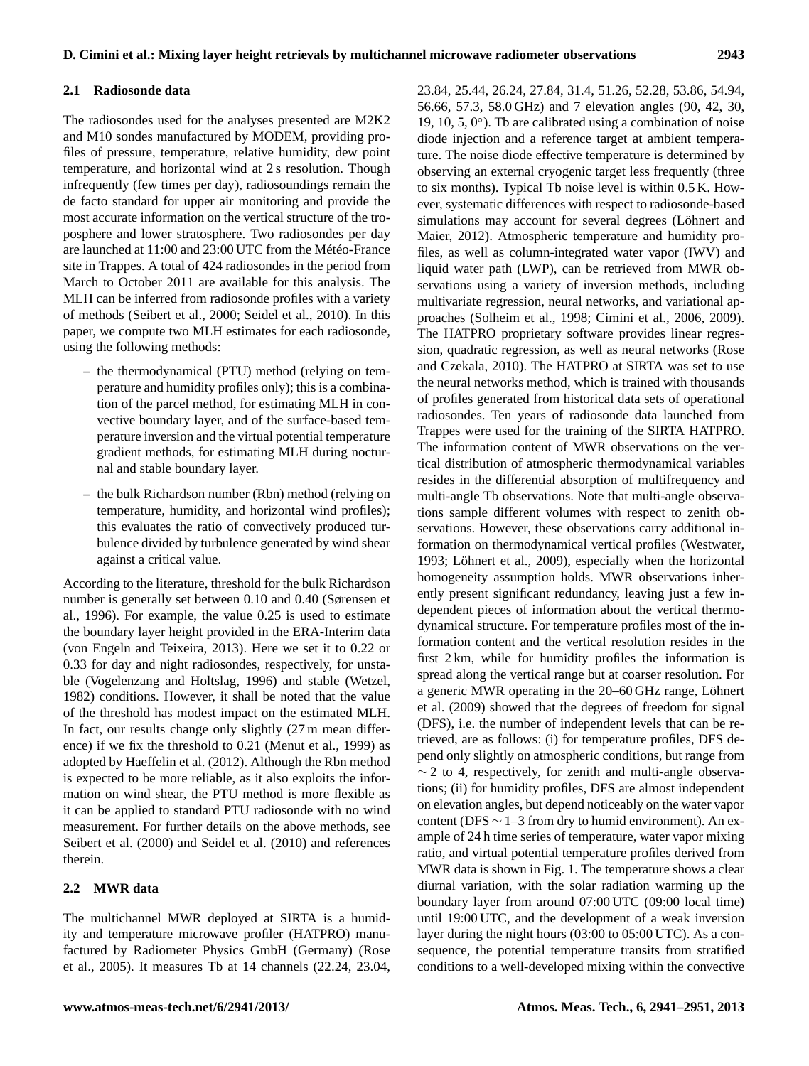### 2.1 Radiosonde data

The radiosondes used for the analyses presented are M2K2 and M10 sondes manufactured by MODEM, providing profiles of pressure, temperature, relative humidity, dew point temperature, and horizontal wind at 2 s resolution. Though infrequently (few times per day), radiosoundings remain the de facto standard for upper air monitoring and provide the most accurate information on the vertical structure of the troposphere and lower stratosphere. Two radiosondes per day are launched at 11:00 and 23:00 UTC from the Météo-France site in Trappes. A total of 424 radiosondes in the period from March to October 2011 are available for this analysis. The MLH can be inferred from radiosonde profiles with a variety of methods (Seibert et al., 2000; Seidel et al., 2010). In this paper, we compute two MLH estimates for each radiosonde, using the following methods:

- the thermodynamical (PTU) method (relying on temperature and humidity profiles only); this is a combination of the parcel method, for estimating MLH in convective boundary layer, and of the surface-based temperature inversion and the virtual potential temperature gradient methods, for estimating MLH during nocturnal and stable boundary layer.
- the bulk Richardson number (Rbn) method (relying on temperature, humidity, and horizontal wind profiles); this evaluates the ratio of convectively produced turbulence divided by turbulence generated by wind shear against a critical value.

According to the literature, threshold for the bulk Richardson number is generally set between 0.10 and 0.40 (Sørensen et al., 1996). For example, the value 0.25 is used to estimate the boundary layer height provided in the ERA-Interim data (von Engeln and Teixeira, 2013). Here we set it to 0.22 or 0.33 for day and night radiosondes, respectively, for unstable (Vogelenzang and Holtslag, 1996) and stable (Wetzel, 1982) conditions. However, it shall be noted that the value of the threshold has modest impact on the estimated MLH. In fact, our results change only slightly (27 m mean difference) if we fix the threshold to 0.21 (Menut et al., 1999) as adopted by Haeffelin et al. (2012). Although the Rbn method is expected to be more reliable, as it also exploits the information on wind shear, the PTU method is more flexible as it can be applied to standard PTU radiosonde with no wind measurement. For further details on the above methods, see Seibert et al. (2000) and Seidel et al. (2010) and references therein.

### 2.2 MWR data

The multichannel MWR deployed at SIRTA is a humidity and temperature microwave profiler (HATPRO) manufactured by Radiometer Physics GmbH (Germany) (Rose et al., 2005). It measures Tb at 14 channels (22.24, 23.04, 23.84, 25.44, 26.24, 27.84, 31.4, 51.26, 52.28, 53.86, 54.94, 56.66, 57.3, 58.0 GHz) and 7 elevation angles (90, 42, 30, 19, 10, 5, 0°). Tb are calibrated using a combination of noise diode injection and a reference target at ambient temperature. The noise diode effective temperature is determined by observing an external cryogenic target less frequently (three to six months). Typical Tb noise level is within 0.5 K. However, systematic differences with respect to radiosonde-based simulations may account for several degrees (Löhnert and Maier, 2012). Atmospheric temperature and humidity profiles, as well as column-integrated water vapor (IWV) and liquid water path (LWP), can be retrieved from MWR observations using a variety of inversion methods, including multivariate regression, neural networks, and variational approaches (Solheim et al., 1998; Cimini et al., 2006, 2009). The HATPRO proprietary software provides linear regression, quadratic regression, as well as neural networks (Rose and Czekala, 2010). The HATPRO at SIRTA was set to use the neural networks method, which is trained with thousands of profiles generated from historical data sets of operational radiosondes. Ten years of radiosonde data launched from Trappes were used for the training of the SIRTA HATPRO. The information content of MWR observations on the vertical distribution of atmospheric thermodynamical variables resides in the differential absorption of multifrequency and multi-angle Tb observations. Note that multi-angle observations sample different volumes with respect to zenith observations. However, these observations carry additional information on thermodynamical vertical profiles (Westwater, 1993; Löhnert et al., 2009), especially when the horizontal homogeneity assumption holds. MWR observations inherently present significant redundancy, leaving just a few independent pieces of information about the vertical thermodynamical structure. For temperature profiles most of the information content and the vertical resolution resides in the first 2 km, while for humidity profiles the information is spread along the vertical range but at coarser resolution. For a generic MWR operating in the 20–60 GHz range, Löhnert et al. (2009) showed that the degrees of freedom for signal (DFS), i.e. the number of independent levels that can be retrieved, are as follows: (i) for temperature profiles, DFS depend only slightly on atmospheric conditions, but range from $\sim 2$ to 4, respectively, for zenith and multi-angle observations; (ii) for humidity profiles, DFS are almost independent on elevation angles, but depend noticeably on the water vapor content (DFS $\sim$ 1–3 from dry to humid environment). An example of 24 h time series of temperature, water vapor mixing ratio, and virtual potential temperature profiles derived from MWR data is shown in Fig. 1. The temperature shows a clear diurnal variation, with the solar radiation warming up the boundary layer from around 07:00 UTC (09:00 local time) until 19:00 UTC, and the development of a weak inversion layer during the night hours (03:00 to 05:00 UTC). As a consequence, the potential temperature transits from stratified conditions to a well-developed mixing within the convective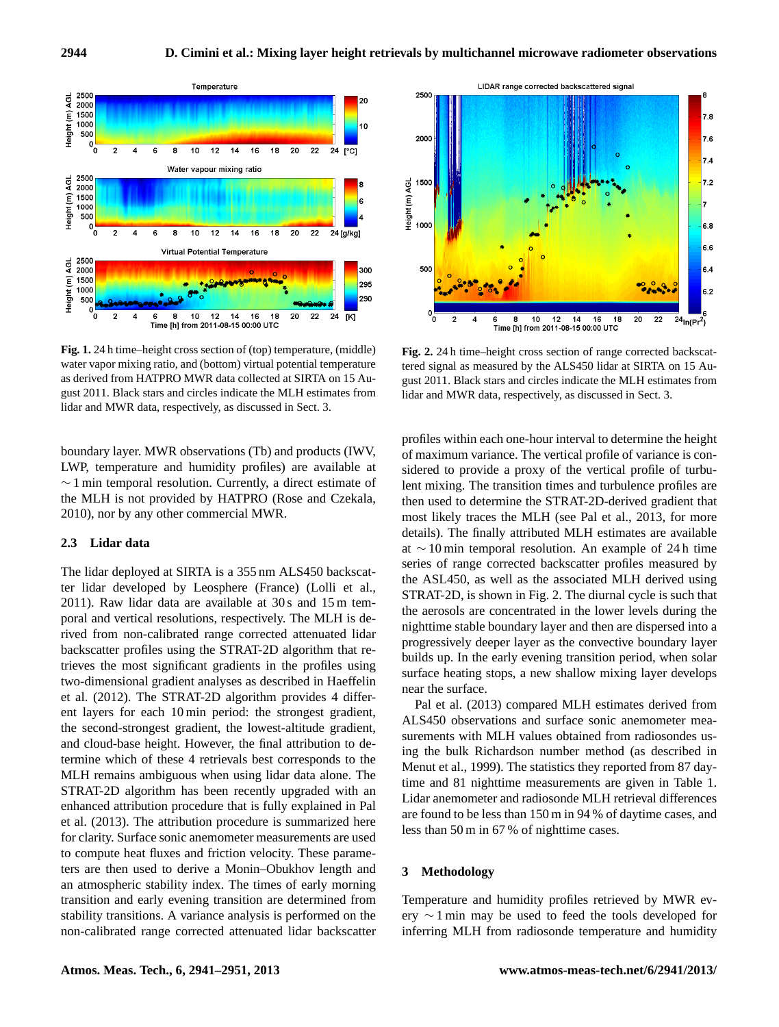Fig. 1. 24 h time–height cross section of (top) temperature, (middle) water vapor mixing ratio, and (bottom) virtual potential temperature as derived from HATPRO MWR data collected at SIRTA on 15 August 2011. Black stars and circles indicate the MLH estimates from lidar and MWR data, respectively, as discussed in Sect. 3.

Fig. 2. 24 h time–height cross section of range corrected backscattered signal as measured by the ALS450 lidar at SIRTA on 15 August 2011. Black stars and circles indicate the MLH estimates from lidar and MWR data, respectively, as discussed in Sect. 3.

boundary layer. MWR observations (Tb) and products (IWV, LWP, temperature and humidity profiles) are available at ∼ 1 min temporal resolution. Currently, a direct estimate of the MLH is not provided by HATPRO (Rose and Czekala, 2010), nor by any other commercial MWR.

### 2.3 Lidar data

The lidar deployed at SIRTA is a 355 nm ALS450 backscatter lidar developed by Leosphere (France) (Lolli et al., 2011). Raw lidar data are available at 30 s and 15 m temporal and vertical resolutions, respectively. The MLH is derived from non-calibrated range corrected attenuated lidar backscatter profiles using the STRAT-2D algorithm that retrieves the most significant gradients in the profiles using two-dimensional gradient analyses as described in Haeffelin et al. (2012). The STRAT-2D algorithm provides 4 different layers for each 10 min period: the strongest gradient, the second-strongest gradient, the lowest-altitude gradient, and cloud-base height. However, the final attribution to determine which of these 4 retrievals best corresponds to the MLH remains ambiguous when using lidar data alone. The STRAT-2D algorithm has been recently upgraded with an enhanced attribution procedure that is fully explained in Pal et al. (2013). The attribution procedure is summarized here for clarity. Surface sonic anemometer measurements are used to compute heat fluxes and friction velocity. These parameters are then used to derive a Monin–Obukhov length and an atmospheric stability index. The times of early morning transition and early evening transition are determined from stability transitions. A variance analysis is performed on the non-calibrated range corrected attenuated lidar backscatter profiles within each one-hour interval to determine the height of maximum variance. The vertical profile of variance is considered to provide a proxy of the vertical profile of turbulent mixing. The transition times and turbulence profiles are then used to determine the STRAT-2D-derived gradient that most likely traces the MLH (see Pal et al., 2013, for more details). The finally attributed MLH estimates are available at ∼ 10 min temporal resolution. An example of 24 h time series of range corrected backscatter profiles measured by the ASL450, as well as the associated MLH derived using STRAT-2D, is shown in Fig. 2. The diurnal cycle is such that the aerosols are concentrated in the lower levels during the nighttime stable boundary layer and then are dispersed into a progressively deeper layer as the convective boundary layer builds up. In the early evening transition period, when solar surface heating stops, a new shallow mixing layer develops near the surface.

Pal et al. (2013) compared MLH estimates derived from ALS450 observations and surface sonic anemometer measurements with MLH values obtained from radiosondes using the bulk Richardson number method (as described in Menut et al., 1999). The statistics they reported from 87 daytime and 81 nighttime measurements are given in Table 1. Lidar anemometer and radiosonde MLH retrieval differences are found to be less than 150 m in 94 % of daytime cases, and less than 50 m in 67 % of nighttime cases.

## 3 Methodology

Temperature and humidity profiles retrieved by MWR every ∼ 1 min may be used to feed the tools developed for inferring MLH from radiosonde temperature and humidity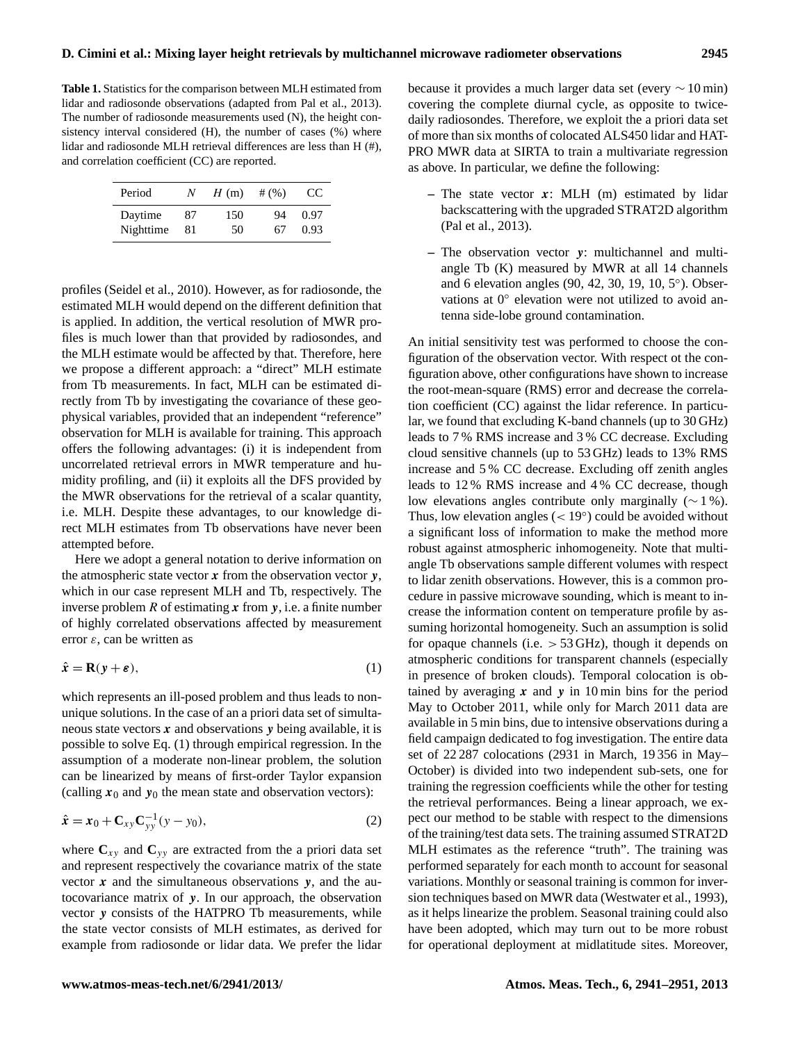**Table 1.** Statistics for the comparison between MLH estimated from lidar and radiosonde observations (adapted from Pal et al., 2013). The number of radiosonde measurements used (N), the height consistency interval considered (H), the number of cases (%) where lidar and radiosonde MLH retrieval differences are less than H (#), and correlation coefficient (CC) are reported.

| Period | $N$ | $H$ (m) | # (%) | CC |
|---|---|---|---|---|
| Daytime | 87 | 150 | 94 | 0.97 |
| Nighttime | 81 | 50 | 67 | 0.93 |

profiles (Seidel et al., 2010). However, as for radiosonde, the estimated MLH would depend on the different definition that is applied. In addition, the vertical resolution of MWR profiles is much lower than that provided by radiosondes, and the MLH estimate would be affected by that. Therefore, here we propose a different approach: a "direct" MLH estimate from Tb measurements. In fact, MLH can be estimated directly from Tb by investigating the covariance of these geophysical variables, provided that an independent "reference" observation for MLH is available for training. This approach offers the following advantages: (i) it is independent from uncorrelated retrieval errors in MWR temperature and humidity profiling, and (ii) it exploits all the DFS provided by the MWR observations for the retrieval of a scalar quantity, i.e. MLH. Despite these advantages, to our knowledge direct MLH estimates from Tb observations have never been attempted before.

Here we adopt a general notation to derive information on the atmospheric state vector $\boldsymbol{x}$ from the observation vector $\boldsymbol{y}$, which in our case represent MLH and Tb, respectively. The inverse problem $R$ of estimating $\boldsymbol{x}$ from $\boldsymbol{y}$, i.e. a finite number of highly correlated observations affected by measurement error $\varepsilon$, can be written as

$$\hat{\boldsymbol{x}} = \mathbf{R}(\boldsymbol{y} + \boldsymbol{\varepsilon}), \tag{1}$$

which represents an ill-posed problem and thus leads to non-unique solutions. In the case of an a priori data set of simultaneous state vectors $\boldsymbol{x}$ and observations $\boldsymbol{y}$ being available, it is possible to solve Eq. (1) through empirical regression. In the assumption of a moderate non-linear problem, the solution can be linearized by means of first-order Taylor expansion (calling $\boldsymbol{x}_0$ and $\boldsymbol{y}_0$ the mean state and observation vectors):

$$\hat{\boldsymbol{x}} = \boldsymbol{x}_0 + \mathbf{C}_{xy}\mathbf{C}_{yy}^{-1}(y - y_0), \tag{2}$$

where $\mathbf{C}_{xy}$ and $\mathbf{C}_{yy}$ are extracted from the a priori data set and represent respectively the covariance matrix of the state vector $\boldsymbol{x}$ and the simultaneous observations $\boldsymbol{y}$, and the autocovariance matrix of $\boldsymbol{y}$. In our approach, the observation vector $\boldsymbol{y}$ consists of the HATPRO Tb measurements, while the state vector consists of MLH estimates, as derived for example from radiosonde or lidar data. We prefer the lidar because it provides a much larger data set (every $\sim 10$ min) covering the complete diurnal cycle, as opposite to twice-daily radiosondes. Therefore, we exploit the a priori data set of more than six months of colocated ALS450 lidar and HATPRO MWR data at SIRTA to train a multivariate regression as above. In particular, we define the following:

- The state vector $\boldsymbol{x}$: MLH (m) estimated by lidar backscattering with the upgraded STRAT2D algorithm (Pal et al., 2013).
- The observation vector $\boldsymbol{y}$: multichannel and multi-angle Tb (K) measured by MWR at all 14 channels and 6 elevation angles (90, 42, 30, 19, 10, 5°). Observations at 0° elevation were not utilized to avoid antenna side-lobe ground contamination.

An initial sensitivity test was performed to choose the configuration of the observation vector. With respect ot the configuration above, other configurations have shown to increase the root-mean-square (RMS) error and decrease the correlation coefficient (CC) against the lidar reference. In particular, we found that excluding K-band channels (up to 30 GHz) leads to 7 % RMS increase and 3 % CC decrease. Excluding cloud sensitive channels (up to 53 GHz) leads to 13% RMS increase and 5 % CC decrease. Excluding off zenith angles leads to 12 % RMS increase and 4 % CC decrease, though low elevations angles contribute only marginally ($\sim 1$ %). Thus, low elevation angles ($< 19°$) could be avoided without a significant loss of information to make the method more robust against atmospheric inhomogeneity. Note that multi-angle Tb observations sample different volumes with respect to lidar zenith observations. However, this is a common procedure in passive microwave sounding, which is meant to increase the information content on temperature profile by assuming horizontal homogeneity. Such an assumption is solid for opaque channels (i.e. $> 53$ GHz), though it depends on atmospheric conditions for transparent channels (especially in presence of broken clouds). Temporal colocation is obtained by averaging $\boldsymbol{x}$ and $\boldsymbol{y}$ in 10 min bins for the period May to October 2011, while only for March 2011 data are available in 5 min bins, due to intensive observations during a field campaign dedicated to fog investigation. The entire data set of 22 287 colocations (2931 in March, 19 356 in May–October) is divided into two independent sub-sets, one for training the regression coefficients while the other for testing the retrieval performances. Being a linear approach, we expect our method to be stable with respect to the dimensions of the training/test data sets. The training assumed STRAT2D MLH estimates as the reference "truth". The training was performed separately for each month to account for seasonal variations. Monthly or seasonal training is common for inversion techniques based on MWR data (Westwater et al., 1993), as it helps linearize the problem. Seasonal training could also have been adopted, which may turn out to be more robust for operational deployment at midlatitude sites. Moreover,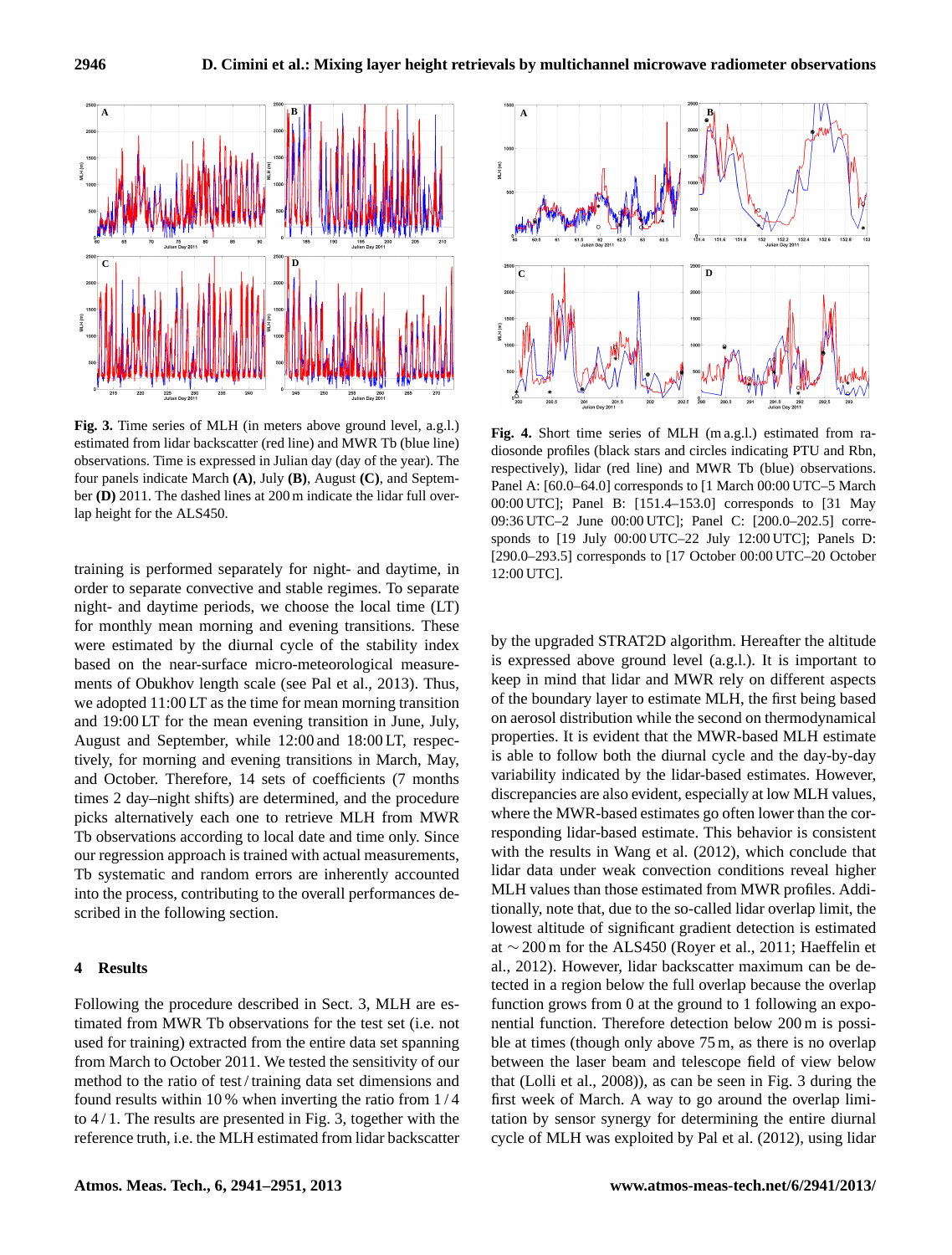**Fig. 3.** Time series of MLH (in meters above ground level, a.g.l.) estimated from lidar backscatter (red line) and MWR Tb (blue line) observations. Time is expressed in Julian day (day of the year). The four panels indicate March **(A)**, July **(B)**, August **(C)**, and September **(D)** 2011. The dashed lines at 200 m indicate the lidar full overlap height for the ALS450.

**Fig. 4.** Short time series of MLH (m a.g.l.) estimated from radiosonde profiles (black stars and circles indicating PTU and Rbn, respectively), lidar (red line) and MWR Tb (blue) observations. Panel A: [60.0–64.0] corresponds to [1 March 00:00 UTC–5 March 00:00 UTC]; Panel B: [151.4–153.0] corresponds to [31 May 09:36 UTC–2 June 00:00 UTC]; Panel C: [200.0–202.5] corresponds to [19 July 00:00 UTC–22 July 12:00 UTC]; Panels D: [290.0–293.5] corresponds to [17 October 00:00 UTC–20 October 12:00 UTC].

training is performed separately for night- and daytime, in order to separate convective and stable regimes. To separate night- and daytime periods, we choose the local time (LT) for monthly mean morning and evening transitions. These were estimated by the diurnal cycle of the stability index based on the near-surface micro-meteorological measurements of Obukhov length scale (see Pal et al., 2013). Thus, we adopted 11:00 LT as the time for mean morning transition and 19:00 LT for the mean evening transition in June, July, August and September, while 12:00 and 18:00 LT, respectively, for morning and evening transitions in March, May, and October. Therefore, 14 sets of coefficients (7 months times 2 day–night shifts) are determined, and the procedure picks alternatively each one to retrieve MLH from MWR Tb observations according to local date and time only. Since our regression approach is trained with actual measurements, Tb systematic and random errors are inherently accounted into the process, contributing to the overall performances described in the following section.

## 4 Results

Following the procedure described in Sect. 3, MLH are estimated from MWR Tb observations for the test set (i.e. not used for training) extracted from the entire data set spanning from March to October 2011. We tested the sensitivity of our method to the ratio of test / training data set dimensions and found results within 10 % when inverting the ratio from 1 / 4 to 4 / 1. The results are presented in Fig. 3, together with the reference truth, i.e. the MLH estimated from lidar backscatter by the upgraded STRAT2D algorithm. Hereafter the altitude is expressed above ground level (a.g.l.). It is important to keep in mind that lidar and MWR rely on different aspects of the boundary layer to estimate MLH, the first being based on aerosol distribution while the second on thermodynamical properties. It is evident that the MWR-based MLH estimate is able to follow both the diurnal cycle and the day-by-day variability indicated by the lidar-based estimates. However, discrepancies are also evident, especially at low MLH values, where the MWR-based estimates go often lower than the corresponding lidar-based estimate. This behavior is consistent with the results in Wang et al. (2012), which conclude that lidar data under weak convection conditions reveal higher MLH values than those estimated from MWR profiles. Additionally, note that, due to the so-called lidar overlap limit, the lowest altitude of significant gradient detection is estimated at ∼ 200 m for the ALS450 (Royer et al., 2011; Haeffelin et al., 2012). However, lidar backscatter maximum can be detected in a region below the full overlap because the overlap function grows from 0 at the ground to 1 following an exponential function. Therefore detection below 200 m is possible at times (though only above 75 m, as there is no overlap between the laser beam and telescope field of view below that (Lolli et al., 2008)), as can be seen in Fig. 3 during the first week of March. A way to go around the overlap limitation by sensor synergy for determining the entire diurnal cycle of MLH was exploited by Pal et al. (2012), using lidar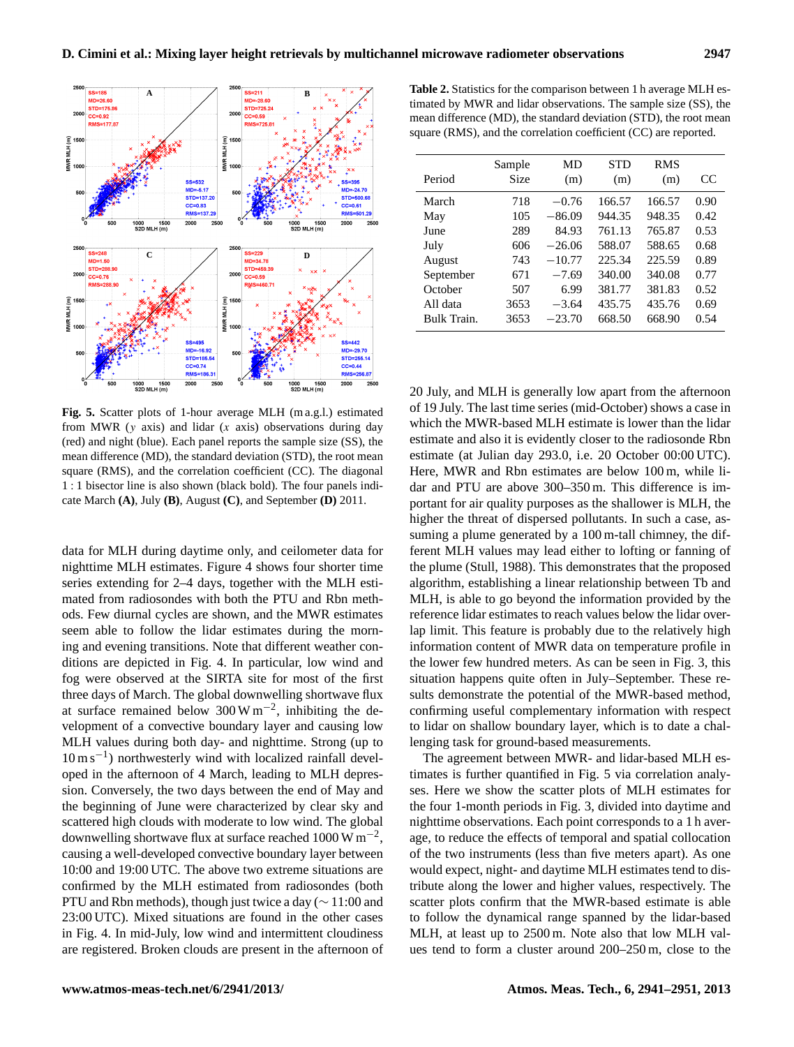**Table 2.** Statistics for the comparison between 1 h average MLH estimated by MWR and lidar observations. The sample size (SS), the mean difference (MD), the standard deviation (STD), the root mean square (RMS), and the correlation coefficient (CC) are reported.

| Period | Sample Size | MD (m) | STD (m) | RMS (m) | CC |
|---|---|---|---|---|---|
| March | 718 | −0.76 | 166.57 | 166.57 | 0.90 |
| May | 105 | −86.09 | 944.35 | 948.35 | 0.42 |
| June | 289 | 84.93 | 761.13 | 765.87 | 0.53 |
| July | 606 | −26.06 | 588.07 | 588.65 | 0.68 |
| August | 743 | −10.77 | 225.34 | 225.59 | 0.89 |
| September | 671 | −7.69 | 340.00 | 340.08 | 0.77 |
| October | 507 | 6.99 | 381.77 | 381.83 | 0.52 |
| All data | 3653 | −3.64 | 435.75 | 435.76 | 0.69 |
| Bulk Train. | 3653 | −23.70 | 668.50 | 668.90 | 0.54 |

**Fig. 5.** Scatter plots of 1-hour average MLH (m a.g.l.) estimated from MWR ($y$ axis) and lidar ($x$ axis) observations during day (red) and night (blue). Each panel reports the sample size (SS), the mean difference (MD), the standard deviation (STD), the root mean square (RMS), and the correlation coefficient (CC). The diagonal 1 : 1 bisector line is also shown (black bold). The four panels indicate March **(A)**, July **(B)**, August **(C)**, and September **(D)** 2011.

data for MLH during daytime only, and ceilometer data for nighttime MLH estimates. Figure 4 shows four shorter time series extending for 2–4 days, together with the MLH estimated from radiosondes with both the PTU and Rbn methods. Few diurnal cycles are shown, and the MWR estimates seem able to follow the lidar estimates during the morning and evening transitions. Note that different weather conditions are depicted in Fig. 4. In particular, low wind and fog were observed at the SIRTA site for most of the first three days of March. The global downwelling shortwave flux at surface remained below 300 W $m^{-2}$, inhibiting the development of a convective boundary layer and causing low MLH values during both day- and nighttime. Strong (up to 10 m $s^{-1}$) northwesterly wind with localized rainfall developed in the afternoon of 4 March, leading to MLH depression. Conversely, the two days between the end of May and the beginning of June were characterized by clear sky and scattered high clouds with moderate to low wind. The global downwelling shortwave flux at surface reached 1000 W $m^{-2}$, causing a well-developed convective boundary layer between 10:00 and 19:00 UTC. The above two extreme situations are confirmed by the MLH estimated from radiosondes (both PTU and Rbn methods), though just twice a day (∼ 11:00 and 23:00 UTC). Mixed situations are found in the other cases in Fig. 4. In mid-July, low wind and intermittent cloudiness are registered. Broken clouds are present in the afternoon of 20 July, and MLH is generally low apart from the afternoon of 19 July. The last time series (mid-October) shows a case in which the MWR-based MLH estimate is lower than the lidar estimate and also it is evidently closer to the radiosonde Rbn estimate (at Julian day 293.0, i.e. 20 October 00:00 UTC). Here, MWR and Rbn estimates are below 100 m, while lidar and PTU are above 300–350 m. This difference is important for air quality purposes as the shallower is MLH, the higher the threat of dispersed pollutants. In such a case, assuming a plume generated by a 100 m-tall chimney, the different MLH values may lead either to lofting or fanning of the plume (Stull, 1988). This demonstrates that the proposed algorithm, establishing a linear relationship between Tb and MLH, is able to go beyond the information provided by the reference lidar estimates to reach values below the lidar overlap limit. This feature is probably due to the relatively high information content of MWR data on temperature profile in the lower few hundred meters. As can be seen in Fig. 3, this situation happens quite often in July–September. These results demonstrate the potential of the MWR-based method, confirming useful complementary information with respect to lidar on shallow boundary layer, which is to date a challenging task for ground-based measurements.

The agreement between MWR- and lidar-based MLH estimates is further quantified in Fig. 5 via correlation analyses. Here we show the scatter plots of MLH estimates for the four 1-month periods in Fig. 3, divided into daytime and nighttime observations. Each point corresponds to a 1 h average, to reduce the effects of temporal and spatial collocation of the two instruments (less than five meters apart). As one would expect, night- and daytime MLH estimates tend to distribute along the lower and higher values, respectively. The scatter plots confirm that the MWR-based estimate is able to follow the dynamical range spanned by the lidar-based MLH, at least up to 2500 m. Note also that low MLH values tend to form a cluster around 200–250 m, close to the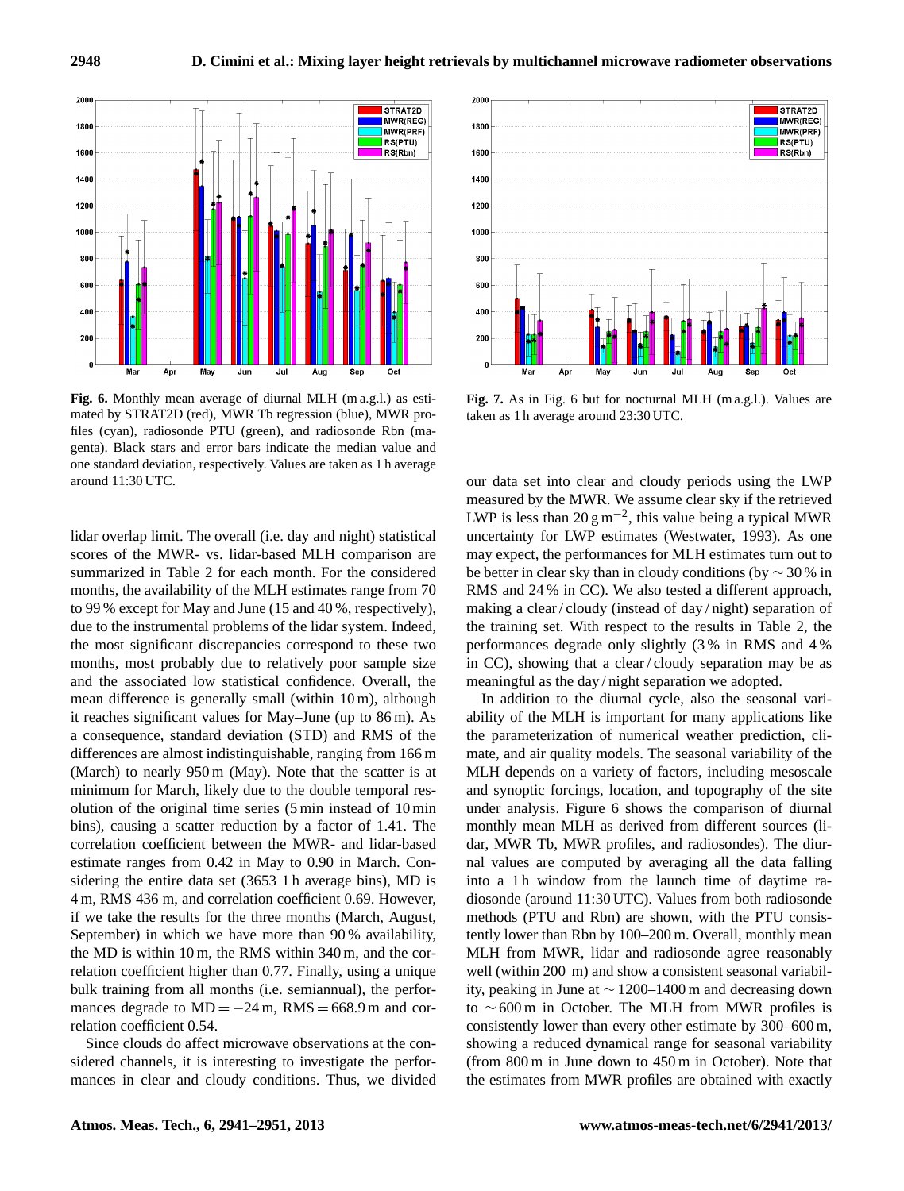**Fig. 6.** Monthly mean average of diurnal MLH (m a.g.l.) as estimated by STRAT2D (red), MWR Tb regression (blue), MWR profiles (cyan), radiosonde PTU (green), and radiosonde Rbn (magenta). Black stars and error bars indicate the median value and one standard deviation, respectively. Values are taken as 1 h average around 11:30 UTC.

**Fig. 7.** As in Fig. 6 but for nocturnal MLH (m a.g.l.). Values are taken as 1 h average around 23:30 UTC.

lidar overlap limit. The overall (i.e. day and night) statistical scores of the MWR- vs. lidar-based MLH comparison are summarized in Table 2 for each month. For the considered months, the availability of the MLH estimates range from 70 to 99 % except for May and June (15 and 40 %, respectively), due to the instrumental problems of the lidar system. Indeed, the most significant discrepancies correspond to these two months, most probably due to relatively poor sample size and the associated low statistical confidence. Overall, the mean difference is generally small (within 10 m), although it reaches significant values for May–June (up to 86 m). As a consequence, standard deviation (STD) and RMS of the differences are almost indistinguishable, ranging from 166 m (March) to nearly 950 m (May). Note that the scatter is at minimum for March, likely due to the double temporal resolution of the original time series (5 min instead of 10 min bins), causing a scatter reduction by a factor of 1.41. The correlation coefficient between the MWR- and lidar-based estimate ranges from 0.42 in May to 0.90 in March. Considering the entire data set (3653 1 h average bins), MD is 4 m, RMS 436 m, and correlation coefficient 0.69. However, if we take the results for the three months (March, August, September) in which we have more than 90 % availability, the MD is within 10 m, the RMS within 340 m, and the correlation coefficient higher than 0.77. Finally, using a unique bulk training from all months (i.e. semiannual), the performances degrade to $\mathrm{MD} = -24$ m, $\mathrm{RMS} = 668.9$ m and correlation coefficient 0.54.

Since clouds do affect microwave observations at the considered channels, it is interesting to investigate the performances in clear and cloudy conditions. Thus, we divided our data set into clear and cloudy periods using the LWP measured by the MWR. We assume clear sky if the retrieved LWP is less than 20 g m$^{-2}$, this value being a typical MWR uncertainty for LWP estimates (Westwater, 1993). As one may expect, the performances for MLH estimates turn out to be better in clear sky than in cloudy conditions (by $\sim 30$ % in RMS and 24 % in CC). We also tested a different approach, making a clear / cloudy (instead of day / night) separation of the training set. With respect to the results in Table 2, the performances degrade only slightly (3 % in RMS and 4 % in CC), showing that a clear / cloudy separation may be as meaningful as the day / night separation we adopted.

In addition to the diurnal cycle, also the seasonal variability of the MLH is important for many applications like the parameterization of numerical weather prediction, climate, and air quality models. The seasonal variability of the MLH depends on a variety of factors, including mesoscale and synoptic forcings, location, and topography of the site under analysis. Figure 6 shows the comparison of diurnal monthly mean MLH as derived from different sources (lidar, MWR Tb, MWR profiles, and radiosondes). The diurnal values are computed by averaging all the data falling into a 1 h window from the launch time of daytime radiosonde (around 11:30 UTC). Values from both radiosonde methods (PTU and Rbn) are shown, with the PTU consistently lower than Rbn by 100–200 m. Overall, monthly mean MLH from MWR, lidar and radiosonde agree reasonably well (within 200 m) and show a consistent seasonal variability, peaking in June at $\sim 1200$–1400 m and decreasing down to $\sim 600$ m in October. The MLH from MWR profiles is consistently lower than every other estimate by 300–600 m, showing a reduced dynamical range for seasonal variability (from 800 m in June down to 450 m in October). Note that the estimates from MWR profiles are obtained with exactly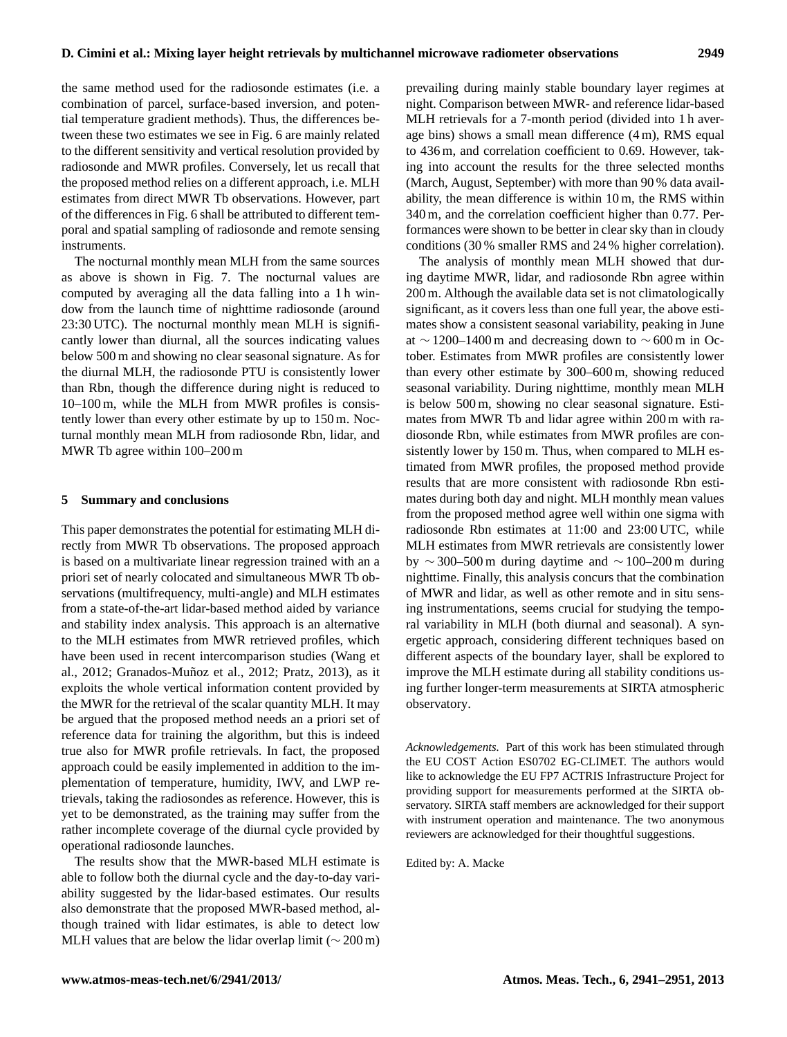the same method used for the radiosonde estimates (i.e. a combination of parcel, surface-based inversion, and potential temperature gradient methods). Thus, the differences between these two estimates we see in Fig. 6 are mainly related to the different sensitivity and vertical resolution provided by radiosonde and MWR profiles. Conversely, let us recall that the proposed method relies on a different approach, i.e. MLH estimates from direct MWR Tb observations. However, part of the differences in Fig. 6 shall be attributed to different temporal and spatial sampling of radiosonde and remote sensing instruments.

The nocturnal monthly mean MLH from the same sources as above is shown in Fig. 7. The nocturnal values are computed by averaging all the data falling into a 1 h window from the launch time of nighttime radiosonde (around 23:30 UTC). The nocturnal monthly mean MLH is significantly lower than diurnal, all the sources indicating values below 500 m and showing no clear seasonal signature. As for the diurnal MLH, the radiosonde PTU is consistently lower than Rbn, though the difference during night is reduced to 10–100 m, while the MLH from MWR profiles is consistently lower than every other estimate by up to 150 m. Nocturnal monthly mean MLH from radiosonde Rbn, lidar, and MWR Tb agree within 100–200 m

## 5 Summary and conclusions

This paper demonstrates the potential for estimating MLH directly from MWR Tb observations. The proposed approach is based on a multivariate linear regression trained with an a priori set of nearly colocated and simultaneous MWR Tb observations (multifrequency, multi-angle) and MLH estimates from a state-of-the-art lidar-based method aided by variance and stability index analysis. This approach is an alternative to the MLH estimates from MWR retrieved profiles, which have been used in recent intercomparison studies (Wang et al., 2012; Granados-Muñoz et al., 2012; Pratz, 2013), as it exploits the whole vertical information content provided by the MWR for the retrieval of the scalar quantity MLH. It may be argued that the proposed method needs an a priori set of reference data for training the algorithm, but this is indeed true also for MWR profile retrievals. In fact, the proposed approach could be easily implemented in addition to the implementation of temperature, humidity, IWV, and LWP retrievals, taking the radiosondes as reference. However, this is yet to be demonstrated, as the training may suffer from the rather incomplete coverage of the diurnal cycle provided by operational radiosonde launches.

The results show that the MWR-based MLH estimate is able to follow both the diurnal cycle and the day-to-day variability suggested by the lidar-based estimates. Our results also demonstrate that the proposed MWR-based method, although trained with lidar estimates, is able to detect low MLH values that are below the lidar overlap limit ($\sim 200$ m) prevailing during mainly stable boundary layer regimes at night. Comparison between MWR- and reference lidar-based MLH retrievals for a 7-month period (divided into 1 h average bins) shows a small mean difference (4 m), RMS equal to 436 m, and correlation coefficient to 0.69. However, taking into account the results for the three selected months (March, August, September) with more than 90 % data availability, the mean difference is within 10 m, the RMS within 340 m, and the correlation coefficient higher than 0.77. Performances were shown to be better in clear sky than in cloudy conditions (30 % smaller RMS and 24 % higher correlation).

The analysis of monthly mean MLH showed that during daytime MWR, lidar, and radiosonde Rbn agree within 200 m. Although the available data set is not climatologically significant, as it covers less than one full year, the above estimates show a consistent seasonal variability, peaking in June at $\sim 1200$–$1400$ m and decreasing down to $\sim 600$ m in October. Estimates from MWR profiles are consistently lower than every other estimate by 300–600 m, showing reduced seasonal variability. During nighttime, monthly mean MLH is below 500 m, showing no clear seasonal signature. Estimates from MWR Tb and lidar agree within 200 m with radiosonde Rbn, while estimates from MWR profiles are consistently lower by 150 m. Thus, when compared to MLH estimated from MWR profiles, the proposed method provide results that are more consistent with radiosonde Rbn estimates during both day and night. MLH monthly mean values from the proposed method agree well within one sigma with radiosonde Rbn estimates at 11:00 and 23:00 UTC, while MLH estimates from MWR retrievals are consistently lower by $\sim 300$–$500$ m during daytime and $\sim 100$–$200$ m during nighttime. Finally, this analysis concurs that the combination of MWR and lidar, as well as other remote and in situ sensing instrumentations, seems crucial for studying the temporal variability in MLH (both diurnal and seasonal). A synergetic approach, considering different techniques based on different aspects of the boundary layer, shall be explored to improve the MLH estimate during all stability conditions using further longer-term measurements at SIRTA atmospheric observatory.

*Acknowledgements.* Part of this work has been stimulated through the EU COST Action ES0702 EG-CLIMET. The authors would like to acknowledge the EU FP7 ACTRIS Infrastructure Project for providing support for measurements performed at the SIRTA observatory. SIRTA staff members are acknowledged for their support with instrument operation and maintenance. The two anonymous reviewers are acknowledged for their thoughtful suggestions.

Edited by: A. Macke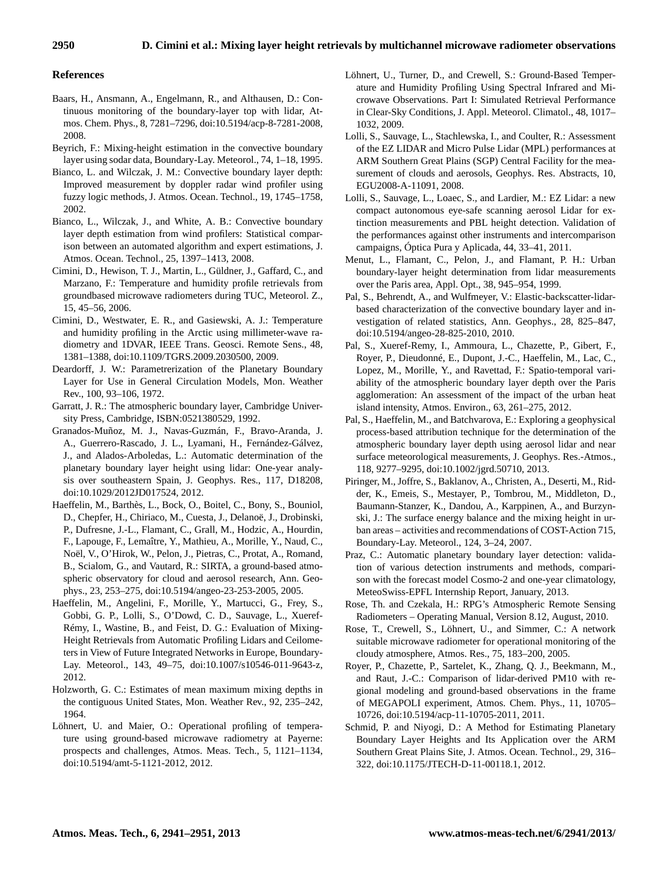## References

Baars, H., Ansmann, A., Engelmann, R., and Althausen, D.: Continuous monitoring of the boundary-layer top with lidar, Atmos. Chem. Phys., 8, 7281–7296, doi:10.5194/acp-8-7281-2008, 2008.

Beyrich, F.: Mixing-height estimation in the convective boundary layer using sodar data, Boundary-Lay. Meteorol., 74, 1–18, 1995.

Bianco, L. and Wilczak, J. M.: Convective boundary layer depth: Improved measurement by doppler radar wind profiler using fuzzy logic methods, J. Atmos. Ocean. Technol., 19, 1745–1758, 2002.

Bianco, L., Wilczak, J., and White, A. B.: Convective boundary layer depth estimation from wind profilers: Statistical comparison between an automated algorithm and expert estimations, J. Atmos. Ocean. Technol., 25, 1397–1413, 2008.

Cimini, D., Hewison, T. J., Martin, L., Güldner, J., Gaffard, C., and Marzano, F.: Temperature and humidity profile retrievals from groundbased microwave radiometers during TUC, Meteorol. Z., 15, 45–56, 2006.

Cimini, D., Westwater, E. R., and Gasiewski, A. J.: Temperature and humidity profiling in the Arctic using millimeter-wave radiometry and 1DVAR, IEEE Trans. Geosci. Remote Sens., 48, 1381–1388, doi:10.1109/TGRS.2009.2030500, 2009.

Deardorff, J. W.: Parametrerization of the Planetary Boundary Layer for Use in General Circulation Models, Mon. Weather Rev., 100, 93–106, 1972.

Garratt, J. R.: The atmospheric boundary layer, Cambridge University Press, Cambridge, ISBN:0521380529, 1992.

Granados-Muñoz, M. J., Navas-Guzmán, F., Bravo-Aranda, J. A., Guerrero-Rascado, J. L., Lyamani, H., Fernández-Gálvez, J., and Alados-Arboledas, L.: Automatic determination of the planetary boundary layer height using lidar: One-year analysis over southeastern Spain, J. Geophys. Res., 117, D18208, doi:10.1029/2012JD017524, 2012.

Haeffelin, M., Barthès, L., Bock, O., Boitel, C., Bony, S., Bouniol, D., Chepfer, H., Chiriaco, M., Cuesta, J., Delanoë, J., Drobinski, P., Dufresne, J.-L., Flamant, C., Grall, M., Hodzic, A., Hourdin, F., Lapouge, F., Lemaître, Y., Mathieu, A., Morille, Y., Naud, C., Noël, V., O'Hirok, W., Pelon, J., Pietras, C., Protat, A., Romand, B., Scialom, G., and Vautard, R.: SIRTA, a ground-based atmospheric observatory for cloud and aerosol research, Ann. Geophys., 23, 253–275, doi:10.5194/angeo-23-253-2005, 2005.

Haeffelin, M., Angelini, F., Morille, Y., Martucci, G., Frey, S., Gobbi, G. P., Lolli, S., O'Dowd, C. D., Sauvage, L., Xueref-Rémy, I., Wastine, B., and Feist, D. G.: Evaluation of Mixing-Height Retrievals from Automatic Profiling Lidars and Ceilometers in View of Future Integrated Networks in Europe, Boundary-Lay. Meteorol., 143, 49–75, doi:10.1007/s10546-011-9643-z, 2012.

Holzworth, G. C.: Estimates of mean maximum mixing depths in the contiguous United States, Mon. Weather Rev., 92, 235–242, 1964.

Löhnert, U. and Maier, O.: Operational profiling of temperature using ground-based microwave radiometry at Payerne: prospects and challenges, Atmos. Meas. Tech., 5, 1121–1134, doi:10.5194/amt-5-1121-2012, 2012.

Löhnert, U., Turner, D., and Crewell, S.: Ground-Based Temperature and Humidity Profiling Using Spectral Infrared and Microwave Observations. Part I: Simulated Retrieval Performance in Clear-Sky Conditions, J. Appl. Meteorol. Climatol., 48, 1017–1032, 2009.

Lolli, S., Sauvage, L., Stachlewska, I., and Coulter, R.: Assessment of the EZ LIDAR and Micro Pulse Lidar (MPL) performances at ARM Southern Great Plains (SGP) Central Facility for the measurement of clouds and aerosols, Geophys. Res. Abstracts, 10, EGU2008-A-11091, 2008.

Lolli, S., Sauvage, L., Loaec, S., and Lardier, M.: EZ Lidar: a new compact autonomous eye-safe scanning aerosol Lidar for extinction measurements and PBL height detection. Validation of the performances against other instruments and intercomparison campaigns, Óptica Pura y Aplicada, 44, 33–41, 2011.

Menut, L., Flamant, C., Pelon, J., and Flamant, P. H.: Urban boundary-layer height determination from lidar measurements over the Paris area, Appl. Opt., 38, 945–954, 1999.

Pal, S., Behrendt, A., and Wulfmeyer, V.: Elastic-backscatter-lidar-based characterization of the convective boundary layer and investigation of related statistics, Ann. Geophys., 28, 825–847, doi:10.5194/angeo-28-825-2010, 2010.

Pal, S., Xueref-Remy, I., Ammoura, L., Chazette, P., Gibert, F., Royer, P., Dieudonné, E., Dupont, J.-C., Haeffelin, M., Lac, C., Lopez, M., Morille, Y., and Ravettad, F.: Spatio-temporal variability of the atmospheric boundary layer depth over the Paris agglomeration: An assessment of the impact of the urban heat island intensity, Atmos. Environ., 63, 261–275, 2012.

Pal, S., Haeffelin, M., and Batchvarova, E.: Exploring a geophysical process-based attribution technique for the determination of the atmospheric boundary layer depth using aerosol lidar and near surface meteorological measurements, J. Geophys. Res.-Atmos., 118, 9277–9295, doi:10.1002/jgrd.50710, 2013.

Piringer, M., Joffre, S., Baklanov, A., Christen, A., Deserti, M., Ridder, K., Emeis, S., Mestayer, P., Tombrou, M., Middleton, D., Baumann-Stanzer, K., Dandou, A., Karppinen, A., and Burzynski, J.: The surface energy balance and the mixing height in urban areas – activities and recommendations of COST-Action 715, Boundary-Lay. Meteorol., 124, 3–24, 2007.

Praz, C.: Automatic planetary boundary layer detection: validation of various detection instruments and methods, comparison with the forecast model Cosmo-2 and one-year climatology, MeteoSwiss-EPFL Internship Report, January, 2013.

Rose, Th. and Czekala, H.: RPG's Atmospheric Remote Sensing Radiometers – Operating Manual, Version 8.12, August, 2010.

Rose, T., Crewell, S., Löhnert, U., and Simmer, C.: A network suitable microwave radiometer for operational monitoring of the cloudy atmosphere, Atmos. Res., 75, 183–200, 2005.

Royer, P., Chazette, P., Sartelet, K., Zhang, Q. J., Beekmann, M., and Raut, J.-C.: Comparison of lidar-derived PM10 with regional modeling and ground-based observations in the frame of MEGAPOLI experiment, Atmos. Chem. Phys., 11, 10705–10726, doi:10.5194/acp-11-10705-2011, 2011.

Schmid, P. and Niyogi, D.: A Method for Estimating Planetary Boundary Layer Heights and Its Application over the ARM Southern Great Plains Site, J. Atmos. Ocean. Technol., 29, 316–322, doi:10.1175/JTECH-D-11-00118.1, 2012.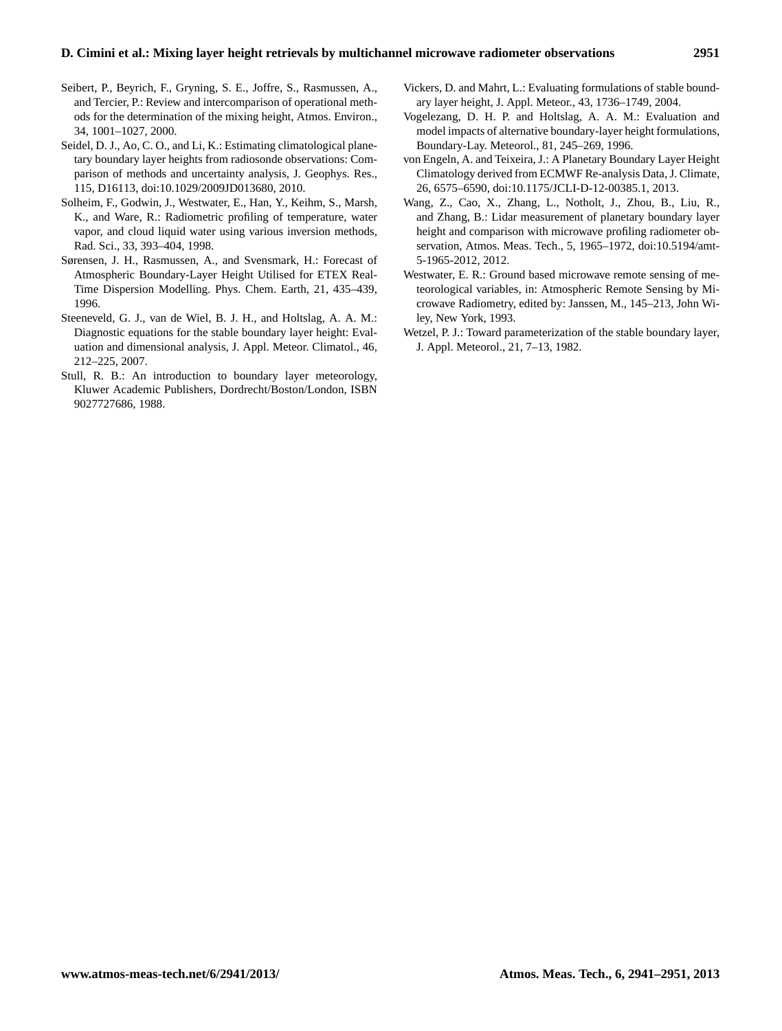Seibert, P., Beyrich, F., Gryning, S. E., Joffre, S., Rasmussen, A., and Tercier, P.: Review and intercomparison of operational methods for the determination of the mixing height, Atmos. Environ., 34, 1001–1027, 2000.

Seidel, D. J., Ao, C. O., and Li, K.: Estimating climatological planetary boundary layer heights from radiosonde observations: Comparison of methods and uncertainty analysis, J. Geophys. Res., 115, D16113, doi:10.1029/2009JD013680, 2010.

Solheim, F., Godwin, J., Westwater, E., Han, Y., Keihm, S., Marsh, K., and Ware, R.: Radiometric profiling of temperature, water vapor, and cloud liquid water using various inversion methods, Rad. Sci., 33, 393–404, 1998.

Sørensen, J. H., Rasmussen, A., and Svensmark, H.: Forecast of Atmospheric Boundary-Layer Height Utilised for ETEX Real-Time Dispersion Modelling. Phys. Chem. Earth, 21, 435–439, 1996.

Steeneveld, G. J., van de Wiel, B. J. H., and Holtslag, A. A. M.: Diagnostic equations for the stable boundary layer height: Evaluation and dimensional analysis, J. Appl. Meteor. Climatol., 46, 212–225, 2007.

Stull, R. B.: An introduction to boundary layer meteorology, Kluwer Academic Publishers, Dordrecht/Boston/London, ISBN 9027727686, 1988.

Vickers, D. and Mahrt, L.: Evaluating formulations of stable boundary layer height, J. Appl. Meteor., 43, 1736–1749, 2004.

Vogelezang, D. H. P. and Holtslag, A. A. M.: Evaluation and model impacts of alternative boundary-layer height formulations, Boundary-Lay. Meteorol., 81, 245–269, 1996.

von Engeln, A. and Teixeira, J.: A Planetary Boundary Layer Height Climatology derived from ECMWF Re-analysis Data, J. Climate, 26, 6575–6590, doi:10.1175/JCLI-D-12-00385.1, 2013.

Wang, Z., Cao, X., Zhang, L., Notholt, J., Zhou, B., Liu, R., and Zhang, B.: Lidar measurement of planetary boundary layer height and comparison with microwave profiling radiometer observation, Atmos. Meas. Tech., 5, 1965–1972, doi:10.5194/amt-5-1965-2012, 2012.

Westwater, E. R.: Ground based microwave remote sensing of meteorological variables, in: Atmospheric Remote Sensing by Microwave Radiometry, edited by: Janssen, M., 145–213, John Wiley, New York, 1993.

Wetzel, P. J.: Toward parameterization of the stable boundary layer, J. Appl. Meteorol., 21, 7–13, 1982.